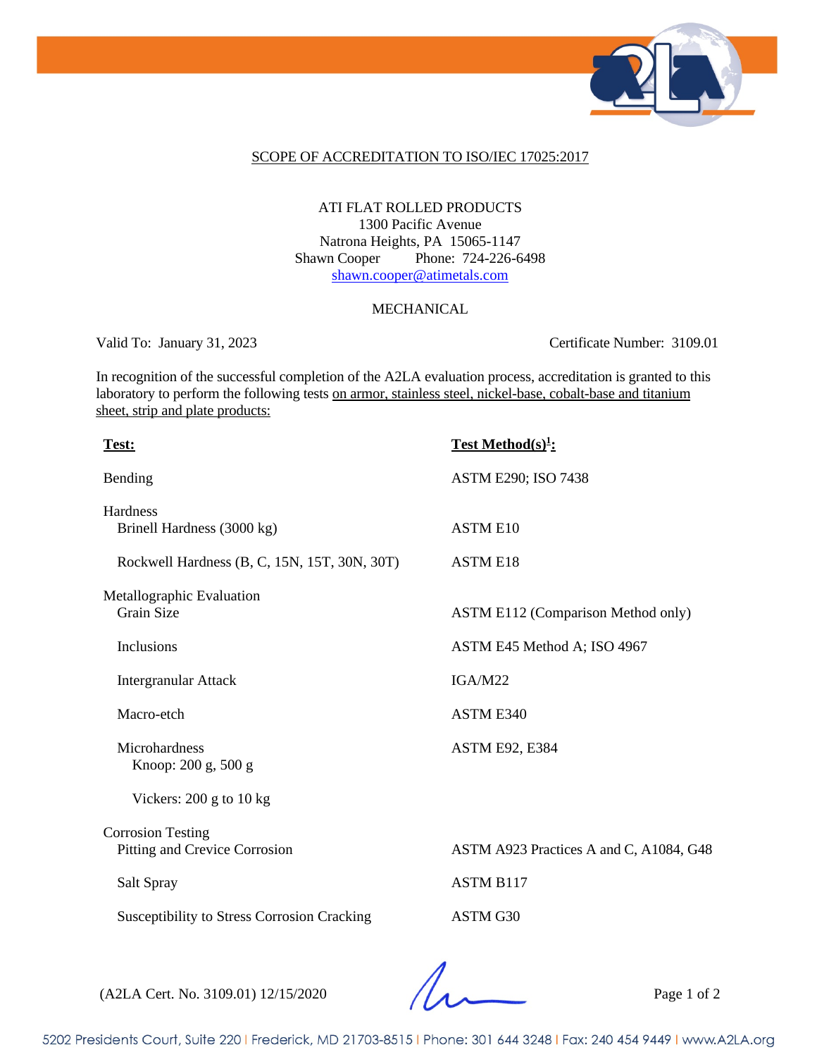## SCOPE OF ACCREDITATION TO ISO/IEC 17025:2017

ATI FLAT ROLLED PRODUCTS
1300 Pacific Avenue
Natrona Heights, PA 15065-1147
Shawn Cooper Phone: 724-226-6498
shawn.cooper@atimetals.com

MECHANICAL

Valid To: January 31, 2023 Certificate Number: 3109.01

In recognition of the successful completion of the A2LA evaluation process, accreditation is granted to this laboratory to perform the following tests on armor, stainless steel, nickel-base, cobalt-base and titanium sheet, strip and plate products:

| **Test:** | **Test Method(s)[1]:** |
|---|---|
| Bending | ASTM E290; ISO 7438 |
| Hardness | |
| Brinell Hardness (3000 kg) | ASTM E10 |
| Rockwell Hardness (B, C, 15N, 15T, 30N, 30T) | ASTM E18 |
| Metallographic Evaluation | |
| Grain Size | ASTM E112 (Comparison Method only) |
| Inclusions | ASTM E45 Method A; ISO 4967 |
| Intergranular Attack | IGA/M22 |
| Macro-etch | ASTM E340 |
| Microhardness | ASTM E92, E384 |
| Knoop: 200 g, 500 g | |
| Vickers: 200 g to 10 kg | |
| Corrosion Testing | |
| Pitting and Crevice Corrosion | ASTM A923 Practices A and C, A1084, G48 |
| Salt Spray | ASTM B117 |
| Susceptibility to Stress Corrosion Cracking | ASTM G30 |

(A2LA Cert. No. 3109.01) 12/15/2020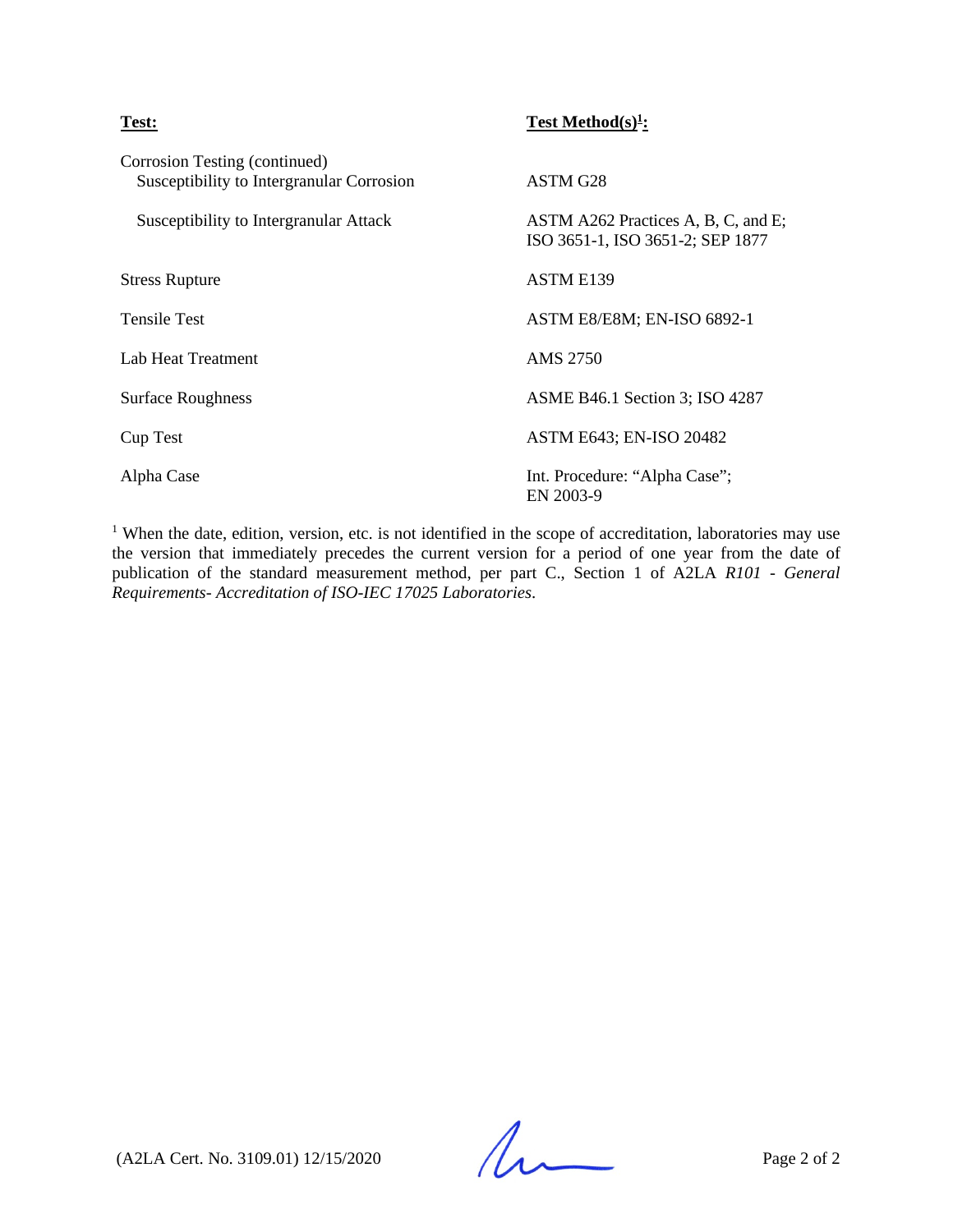| **Test:** | **Test Method(s)[1]:** |
|---|---|
| Corrosion Testing (continued) | |
| Susceptibility to Intergranular Corrosion | ASTM G28 |
| Susceptibility to Intergranular Attack | ASTM A262 Practices A, B, C, and E; ISO 3651-1, ISO 3651-2; SEP 1877 |
| Stress Rupture | ASTM E139 |
| Tensile Test | ASTM E8/E8M; EN-ISO 6892-1 |
| Lab Heat Treatment | AMS 2750 |
| Surface Roughness | ASME B46.1 Section 3; ISO 4287 |
| Cup Test | ASTM E643; EN-ISO 20482 |
| Alpha Case | Int. Procedure: "Alpha Case"; EN 2003-9 |

[1] When the date, edition, version, etc. is not identified in the scope of accreditation, laboratories may use the version that immediately precedes the current version for a period of one year from the date of publication of the standard measurement method, per part C., Section 1 of A2LA *R101 - General Requirements- Accreditation of ISO-IEC 17025 Laboratories*.

(A2LA Cert. No. 3109.01) 12/15/2020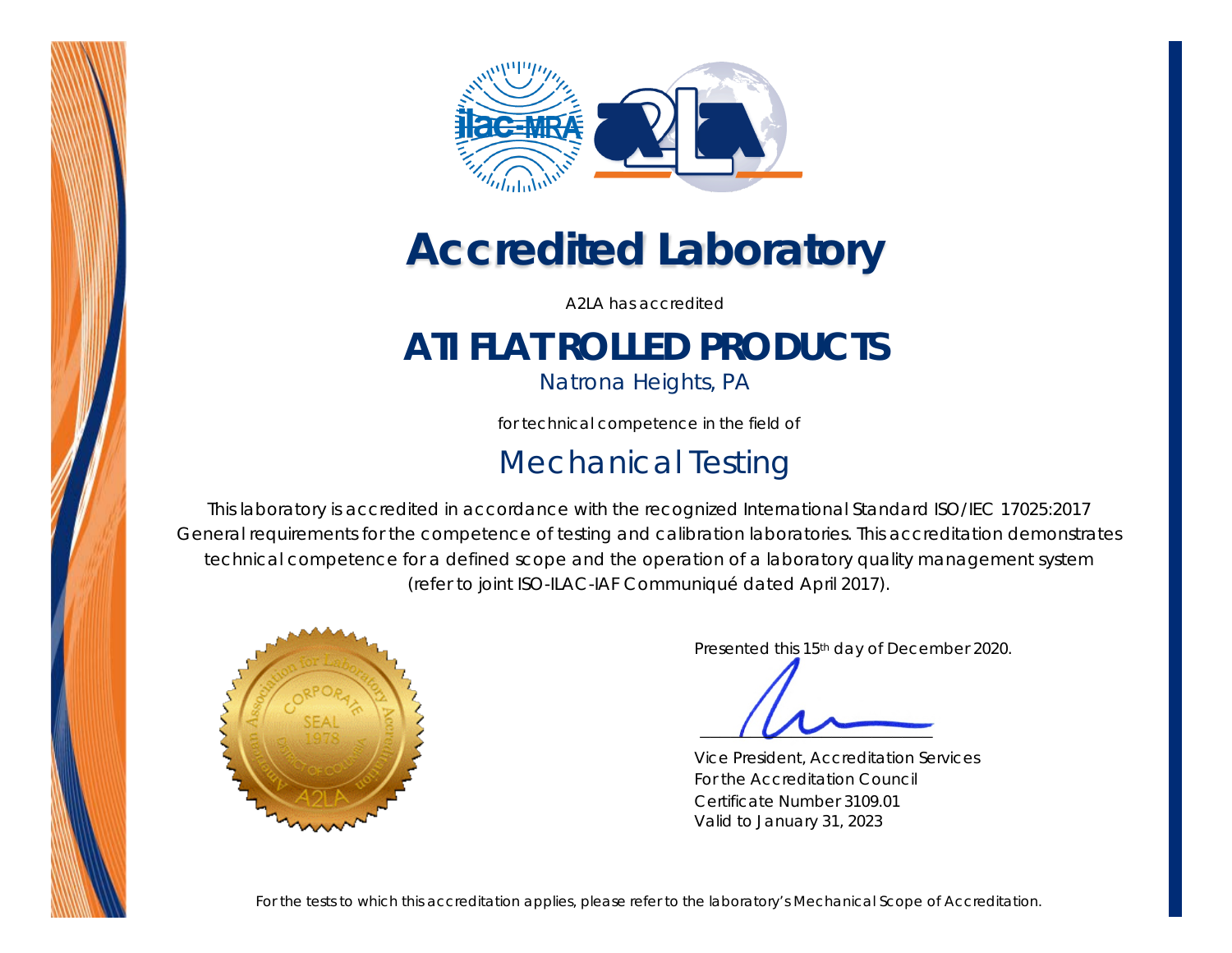# Accredited Laboratory

A2LA has accredited

## ATI FLAT ROLLED PRODUCTS

Natrona Heights, PA

for technical competence in the field of

## Mechanical Testing

This laboratory is accredited in accordance with the recognized International Standard ISO/IEC 17025:2017 General requirements for the competence of testing and calibration laboratories. This accreditation demonstrates technical competence for a defined scope and the operation of a laboratory quality management system (refer to joint ISO-ILAC-IAF Communiqué dated April 2017).

Presented this 15th day of December 2020.

Vice President, Accreditation Services
For the Accreditation Council
Certificate Number 3109.01
Valid to January 31, 2023

For the tests to which this accreditation applies, please refer to the laboratory's Mechanical Scope of Accreditation.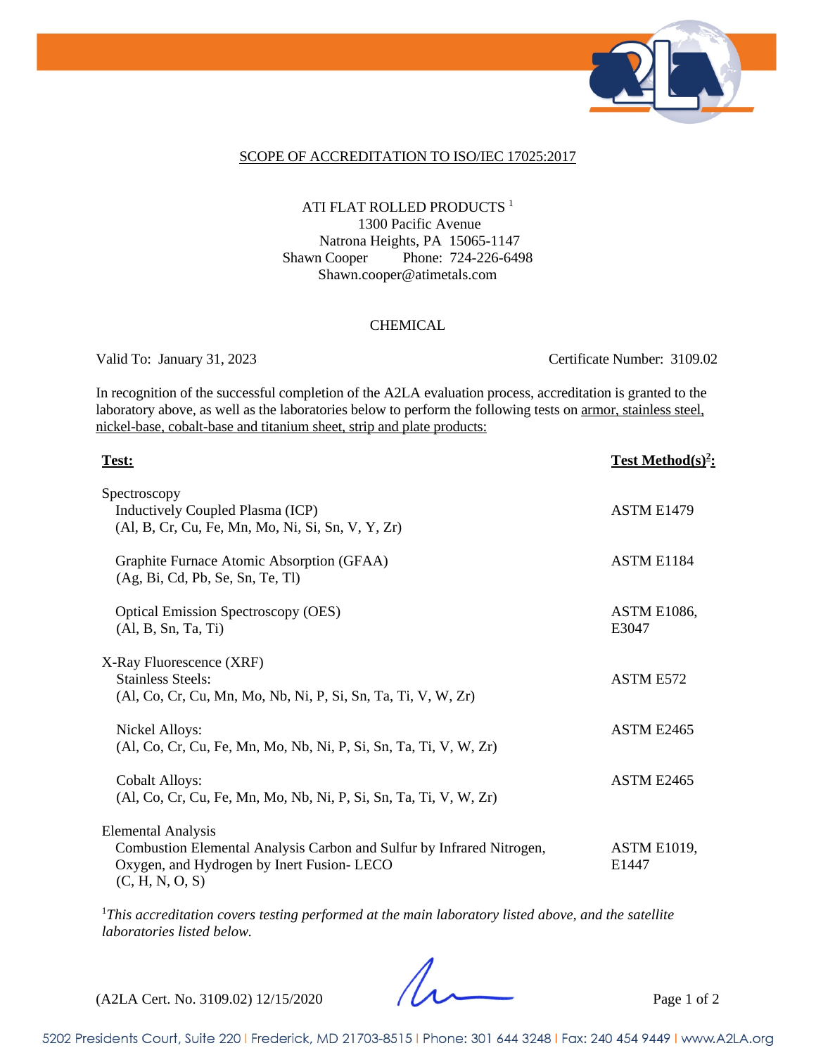SCOPE OF ACCREDITATION TO ISO/IEC 17025:2017

ATI FLAT ROLLED PRODUCTS [1]
1300 Pacific Avenue
Natrona Heights, PA 15065-1147
Shawn Cooper Phone: 724-226-6498
Shawn.cooper@atimetals.com

CHEMICAL

Valid To: January 31, 2023 Certificate Number: 3109.02

In recognition of the successful completion of the A2LA evaluation process, accreditation is granted to the laboratory above, as well as the laboratories below to perform the following tests on armor, stainless steel, nickel-base, cobalt-base and titanium sheet, strip and plate products:

| Test: | Test Method(s)[2]: |
|---|---|
| Spectroscopy<br>Inductively Coupled Plasma (ICP)<br>(Al, B, Cr, Cu, Fe, Mn, Mo, Ni, Si, Sn, V, Y, Zr) | ASTM E1479 |
| Graphite Furnace Atomic Absorption (GFAA)<br>(Ag, Bi, Cd, Pb, Se, Sn, Te, Tl) | ASTM E1184 |
| Optical Emission Spectroscopy (OES)<br>(Al, B, Sn, Ta, Ti) | ASTM E1086, E3047 |
| X-Ray Fluorescence (XRF)<br>Stainless Steels:<br>(Al, Co, Cr, Cu, Mn, Mo, Nb, Ni, P, Si, Sn, Ta, Ti, V, W, Zr) | ASTM E572 |
| Nickel Alloys:<br>(Al, Co, Cr, Cu, Fe, Mn, Mo, Nb, Ni, P, Si, Sn, Ta, Ti, V, W, Zr) | ASTM E2465 |
| Cobalt Alloys:<br>(Al, Co, Cr, Cu, Fe, Mn, Mo, Nb, Ni, P, Si, Sn, Ta, Ti, V, W, Zr) | ASTM E2465 |
| Elemental Analysis<br>Combustion Elemental Analysis Carbon and Sulfur by Infrared Nitrogen, Oxygen, and Hydrogen by Inert Fusion- LECO<br>(C, H, N, O, S) | ASTM E1019, E1447 |

[1]*This accreditation covers testing performed at the main laboratory listed above, and the satellite laboratories listed below.*

(A2LA Cert. No. 3109.02) 12/15/2020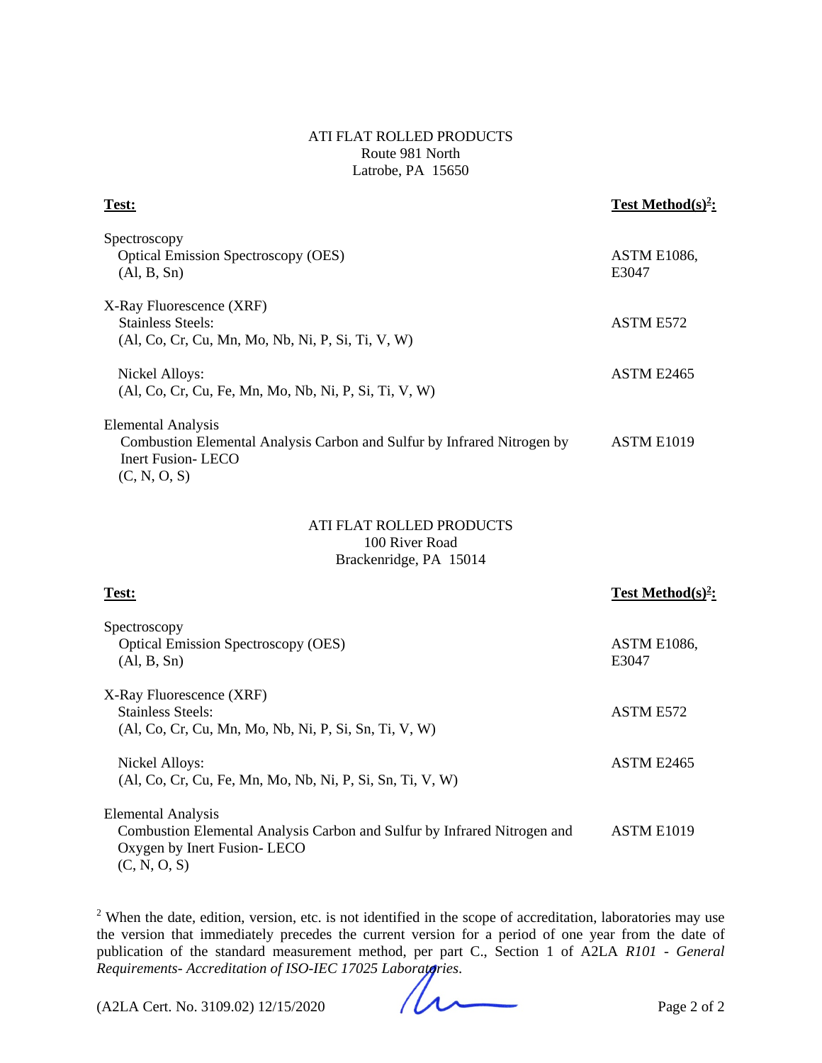ATI FLAT ROLLED PRODUCTS
Route 981 North
Latrobe, PA 15650

| **Test:** | **Test Method(s)[2]:** |
|---|---|
| Spectroscopy<br>Optical Emission Spectroscopy (OES)<br>(Al, B, Sn) | ASTM E1086, E3047 |
| X-Ray Fluorescence (XRF)<br>Stainless Steels:<br>(Al, Co, Cr, Cu, Mn, Mo, Nb, Ni, P, Si, Ti, V, W) | ASTM E572 |
| Nickel Alloys:<br>(Al, Co, Cr, Cu, Fe, Mn, Mo, Nb, Ni, P, Si, Ti, V, W) | ASTM E2465 |
| Elemental Analysis<br>Combustion Elemental Analysis Carbon and Sulfur by Infrared Nitrogen by Inert Fusion- LECO<br>(C, N, O, S) | ASTM E1019 |

ATI FLAT ROLLED PRODUCTS
100 River Road
Brackenridge, PA 15014

| **Test:** | **Test Method(s)[2]:** |
|---|---|
| Spectroscopy<br>Optical Emission Spectroscopy (OES)<br>(Al, B, Sn) | ASTM E1086, E3047 |
| X-Ray Fluorescence (XRF)<br>Stainless Steels:<br>(Al, Co, Cr, Cu, Mn, Mo, Nb, Ni, P, Si, Sn, Ti, V, W) | ASTM E572 |
| Nickel Alloys:<br>(Al, Co, Cr, Cu, Fe, Mn, Mo, Nb, Ni, P, Si, Sn, Ti, V, W) | ASTM E2465 |
| Elemental Analysis<br>Combustion Elemental Analysis Carbon and Sulfur by Infrared Nitrogen and Oxygen by Inert Fusion- LECO<br>(C, N, O, S) | ASTM E1019 |

[2] When the date, edition, version, etc. is not identified in the scope of accreditation, laboratories may use the version that immediately precedes the current version for a period of one year from the date of publication of the standard measurement method, per part C., Section 1 of A2LA *R101 - General Requirements- Accreditation of ISO-IEC 17025 Laboratories*.

(A2LA Cert. No. 3109.02) 12/15/2020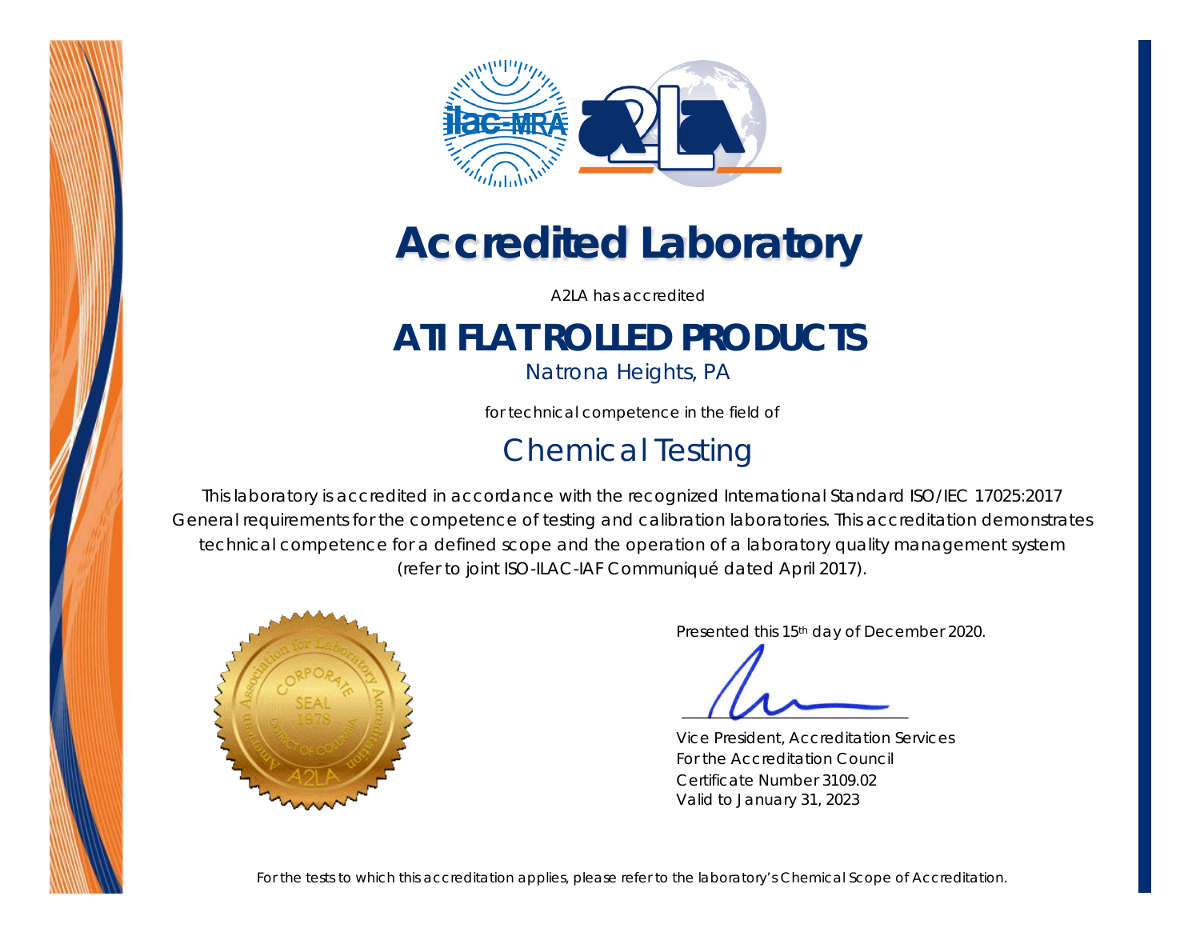# Accredited Laboratory

A2LA has accredited

## ATI FLAT ROLLED PRODUCTS

Natrona Heights, PA

for technical competence in the field of

## Chemical Testing

This laboratory is accredited in accordance with the recognized International Standard ISO/IEC 17025:2017 General requirements for the competence of testing and calibration laboratories. This accreditation demonstrates technical competence for a defined scope and the operation of a laboratory quality management system (refer to joint ISO-ILAC-IAF Communiqué dated April 2017).

Presented this 15th day of December 2020.

Vice President, Accreditation Services
For the Accreditation Council
Certificate Number 3109.02
Valid to January 31, 2023

For the tests to which this accreditation applies, please refer to the laboratory's Chemical Scope of Accreditation.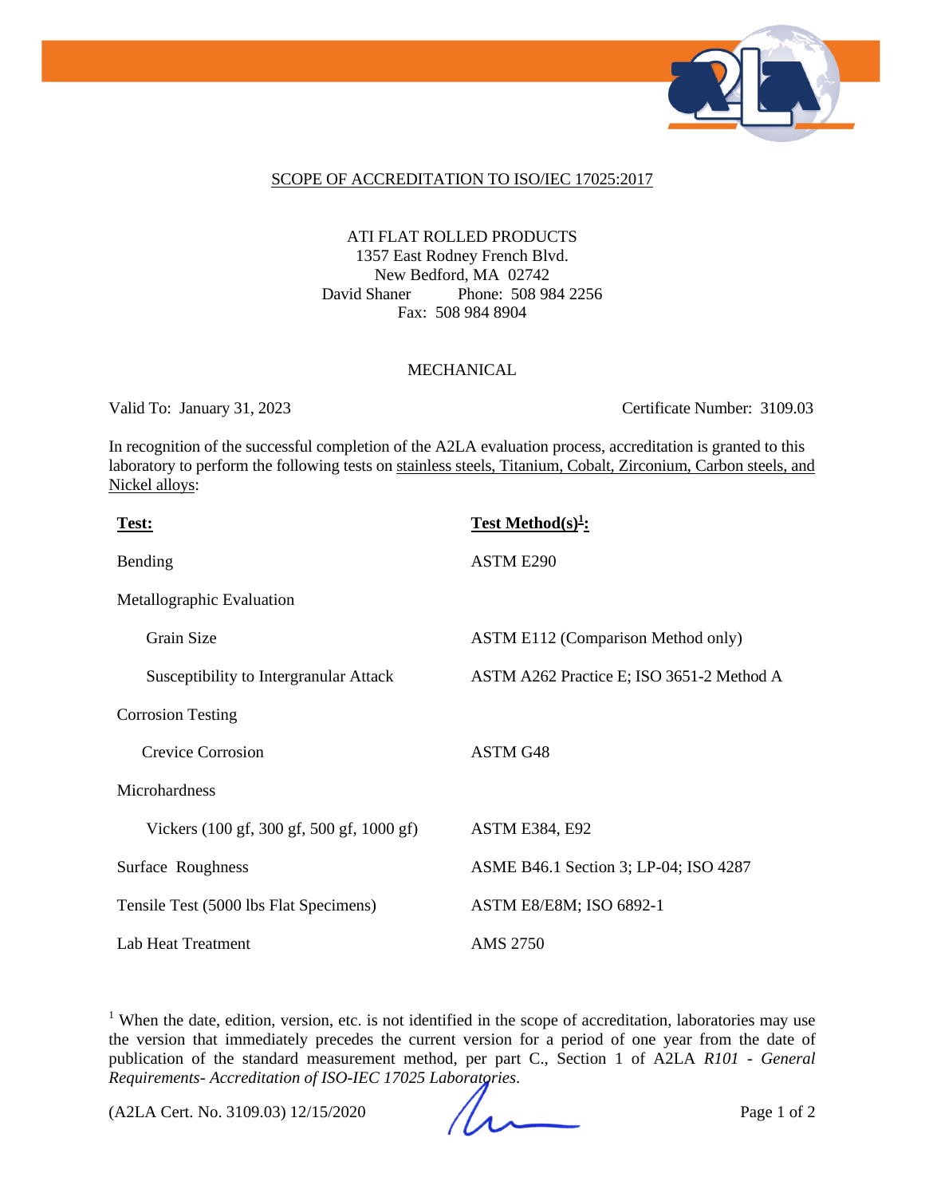## SCOPE OF ACCREDITATION TO ISO/IEC 17025:2017

ATI FLAT ROLLED PRODUCTS
1357 East Rodney French Blvd.
New Bedford, MA 02742
David Shaner Phone: 508 984 2256
Fax: 508 984 8904

### MECHANICAL

Valid To: January 31, 2023 Certificate Number: 3109.03

In recognition of the successful completion of the A2LA evaluation process, accreditation is granted to this laboratory to perform the following tests on stainless steels, Titanium, Cobalt, Zirconium, Carbon steels, and Nickel alloys:

| **Test:** | **Test Method(s)[1]:** |
|---|---|
| Bending | ASTM E290 |
| Metallographic Evaluation | |
| Grain Size | ASTM E112 (Comparison Method only) |
| Susceptibility to Intergranular Attack | ASTM A262 Practice E; ISO 3651-2 Method A |
| Corrosion Testing | |
| Crevice Corrosion | ASTM G48 |
| Microhardness | |
| Vickers (100 gf, 300 gf, 500 gf, 1000 gf) | ASTM E384, E92 |
| Surface Roughness | ASME B46.1 Section 3; LP-04; ISO 4287 |
| Tensile Test (5000 lbs Flat Specimens) | ASTM E8/E8M; ISO 6892-1 |
| Lab Heat Treatment | AMS 2750 |

[1] When the date, edition, version, etc. is not identified in the scope of accreditation, laboratories may use the version that immediately precedes the current version for a period of one year from the date of publication of the standard measurement method, per part C., Section 1 of A2LA *R101 - General Requirements- Accreditation of ISO-IEC 17025 Laboratories*.

(A2LA Cert. No. 3109.03) 12/15/2020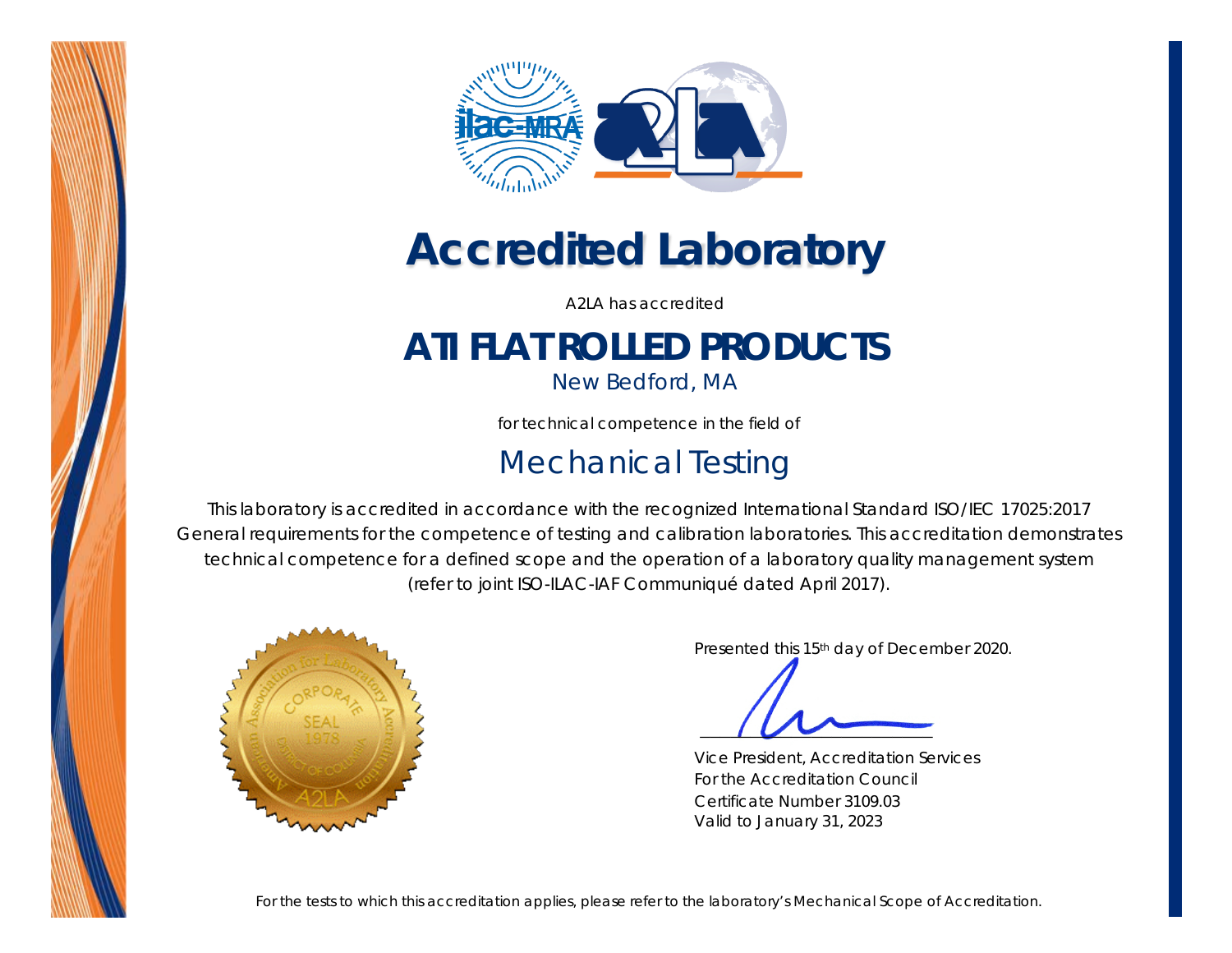# Accredited Laboratory

A2LA has accredited

## ATI FLAT ROLLED PRODUCTS

New Bedford, MA

for technical competence in the field of

## Mechanical Testing

This laboratory is accredited in accordance with the recognized International Standard ISO/IEC 17025:2017 General requirements for the competence of testing and calibration laboratories. This accreditation demonstrates technical competence for a defined scope and the operation of a laboratory quality management system (refer to joint ISO-ILAC-IAF Communiqué dated April 2017).

Presented this 15th day of December 2020.

Vice President, Accreditation Services
For the Accreditation Council
Certificate Number 3109.03
Valid to January 31, 2023

For the tests to which this accreditation applies, please refer to the laboratory's Mechanical Scope of Accreditation.